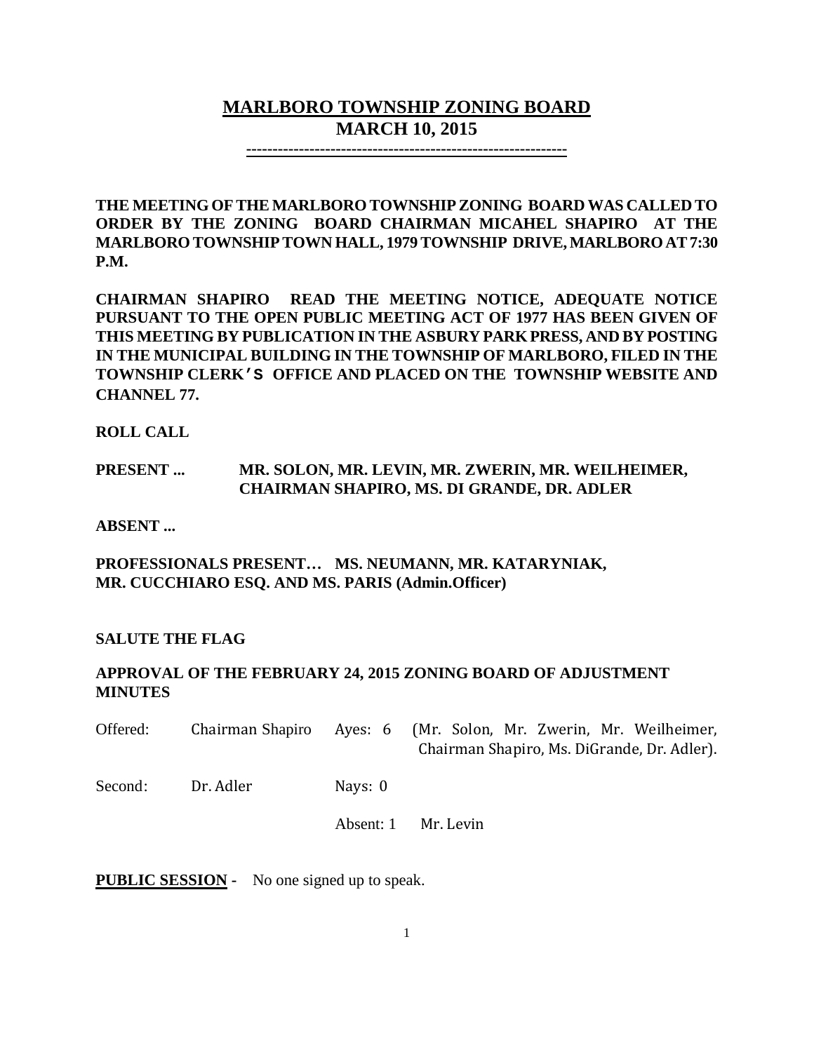# MARLBORO TOWNSHIP ZONING BOARD
## MARCH 10, 2015

------------------------------------------------------------

**THE MEETING OF THE MARLBORO TOWNSHIP ZONING BOARD WAS CALLED TO ORDER BY THE ZONING BOARD CHAIRMAN MICAHEL SHAPIRO AT THE MARLBORO TOWNSHIP TOWN HALL, 1979 TOWNSHIP DRIVE, MARLBORO AT 7:30 P.M.**

**CHAIRMAN SHAPIRO READ THE MEETING NOTICE, ADEQUATE NOTICE PURSUANT TO THE OPEN PUBLIC MEETING ACT OF 1977 HAS BEEN GIVEN OF THIS MEETING BY PUBLICATION IN THE ASBURY PARK PRESS, AND BY POSTING IN THE MUNICIPAL BUILDING IN THE TOWNSHIP OF MARLBORO, FILED IN THE TOWNSHIP CLERK'S OFFICE AND PLACED ON THE TOWNSHIP WEBSITE AND CHANNEL 77.**

**ROLL CALL**

**PRESENT ... MR. SOLON, MR. LEVIN, MR. ZWERIN, MR. WEILHEIMER, CHAIRMAN SHAPIRO, MS. DI GRANDE, DR. ADLER**

**ABSENT ...**

**PROFESSIONALS PRESENT… MS. NEUMANN, MR. KATARYNIAK, MR. CUCCHIARO ESQ. AND MS. PARIS (Admin.Officer)**

**SALUTE THE FLAG**

**APPROVAL OF THE FEBRUARY 24, 2015 ZONING BOARD OF ADJUSTMENT MINUTES**

Offered: Chairman Shapiro Ayes: 6 (Mr. Solon, Mr. Zwerin, Mr. Weilheimer, Chairman Shapiro, Ms. DiGrande, Dr. Adler).

Second: Dr. Adler Nays: 0

Absent: 1 Mr. Levin

**PUBLIC SESSION -** No one signed up to speak.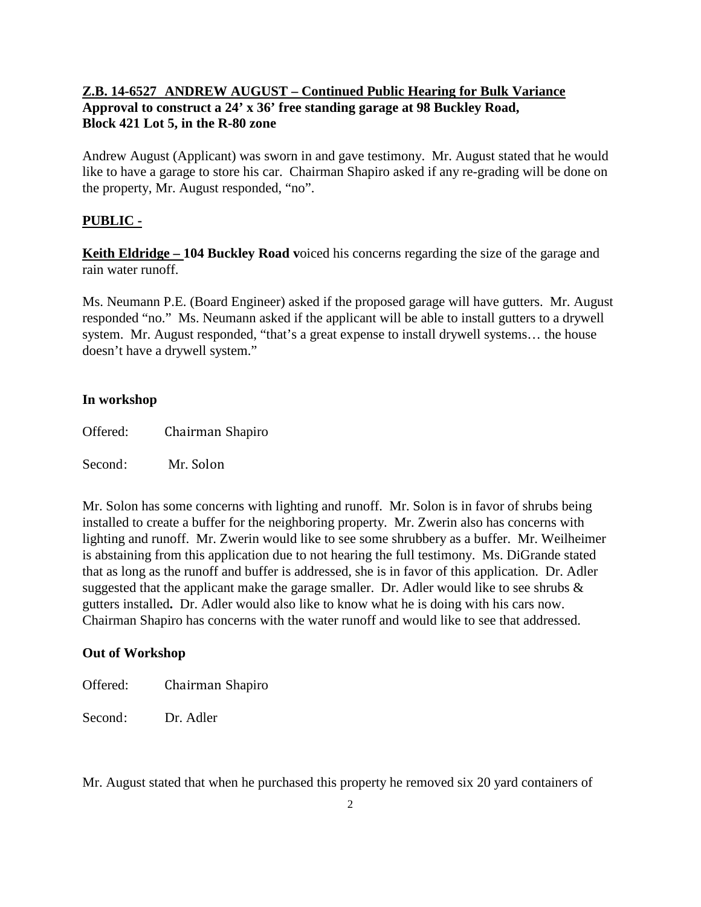**Z.B. 14-6527 ANDREW AUGUST – Continued Public Hearing for Bulk Variance**
**Approval to construct a 24' x 36' free standing garage at 98 Buckley Road, Block 421 Lot 5, in the R-80 zone**

Andrew August (Applicant) was sworn in and gave testimony. Mr. August stated that he would like to have a garage to store his car. Chairman Shapiro asked if any re-grading will be done on the property, Mr. August responded, "no".

**PUBLIC -**

**Keith Eldridge – 104 Buckley Road v**oiced his concerns regarding the size of the garage and rain water runoff.

Ms. Neumann P.E. (Board Engineer) asked if the proposed garage will have gutters. Mr. August responded "no." Ms. Neumann asked if the applicant will be able to install gutters to a drywell system. Mr. August responded, "that's a great expense to install drywell systems… the house doesn't have a drywell system."

**In workshop**

Offered: Chairman Shapiro

Second: Mr. Solon

Mr. Solon has some concerns with lighting and runoff. Mr. Solon is in favor of shrubs being installed to create a buffer for the neighboring property. Mr. Zwerin also has concerns with lighting and runoff. Mr. Zwerin would like to see some shrubbery as a buffer. Mr. Weilheimer is abstaining from this application due to not hearing the full testimony. Ms. DiGrande stated that as long as the runoff and buffer is addressed, she is in favor of this application. Dr. Adler suggested that the applicant make the garage smaller. Dr. Adler would like to see shrubs & gutters installed**.** Dr. Adler would also like to know what he is doing with his cars now. Chairman Shapiro has concerns with the water runoff and would like to see that addressed.

**Out of Workshop**

Offered: Chairman Shapiro

Second: Dr. Adler

Mr. August stated that when he purchased this property he removed six 20 yard containers of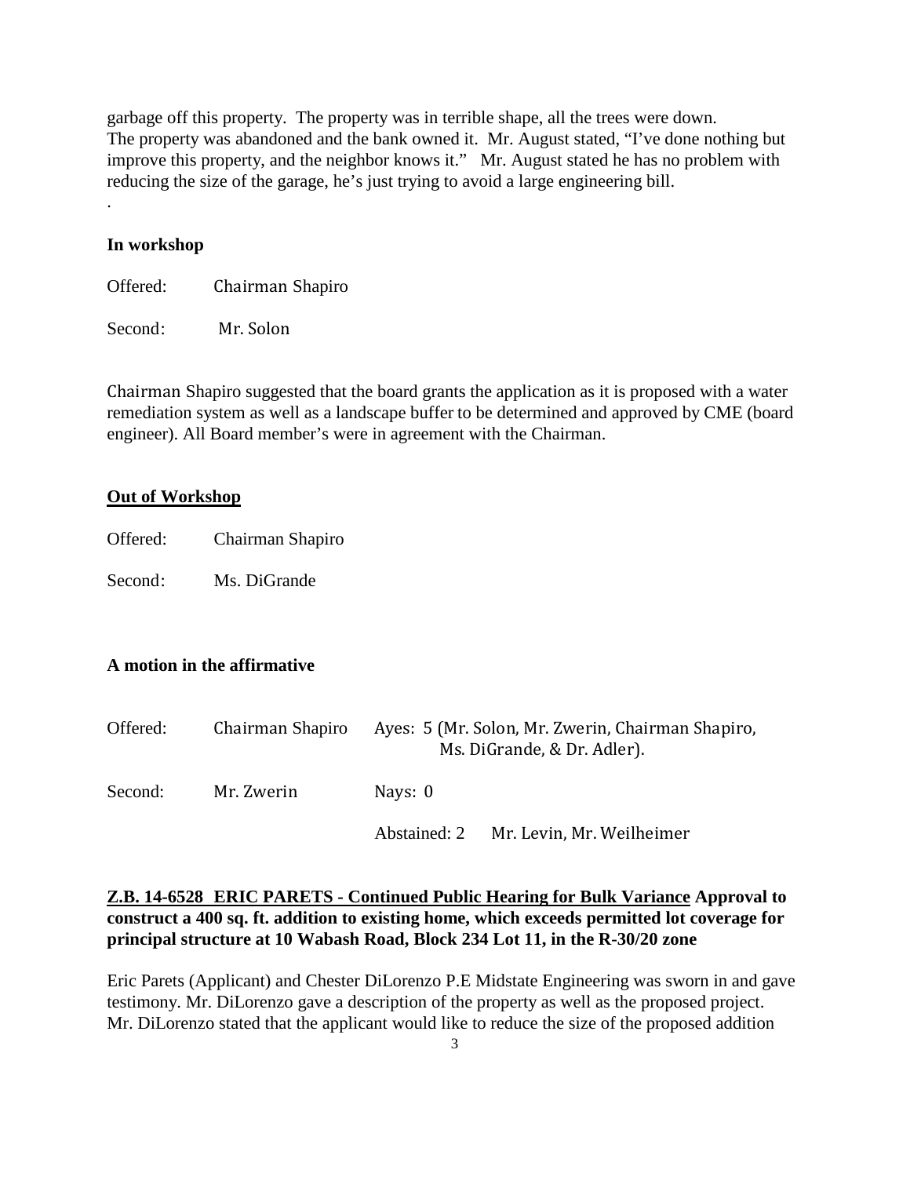garbage off this property. The property was in terrible shape, all the trees were down. The property was abandoned and the bank owned it. Mr. August stated, "I've done nothing but improve this property, and the neighbor knows it." Mr. August stated he has no problem with reducing the size of the garage, he's just trying to avoid a large engineering bill.

.

**In workshop**

Offered: Chairman Shapiro

Second: Mr. Solon

Chairman Shapiro suggested that the board grants the application as it is proposed with a water remediation system as well as a landscape buffer to be determined and approved by CME (board engineer). All Board member's were in agreement with the Chairman.

**Out of Workshop**

Offered: Chairman Shapiro

Second: Ms. DiGrande

**A motion in the affirmative**

| | | |
|---|---|---|
| Offered: | Chairman Shapiro | Ayes: 5 (Mr. Solon, Mr. Zwerin, Chairman Shapiro, Ms. DiGrande, & Dr. Adler). |
| Second: | Mr. Zwerin | Nays: 0 |
| | | Abstained: 2 Mr. Levin, Mr. Weilheimer |

**Z.B. 14-6528 ERIC PARETS - Continued Public Hearing for Bulk Variance Approval to construct a 400 sq. ft. addition to existing home, which exceeds permitted lot coverage for principal structure at 10 Wabash Road, Block 234 Lot 11, in the R-30/20 zone**

Eric Parets (Applicant) and Chester DiLorenzo P.E Midstate Engineering was sworn in and gave testimony. Mr. DiLorenzo gave a description of the property as well as the proposed project. Mr. DiLorenzo stated that the applicant would like to reduce the size of the proposed addition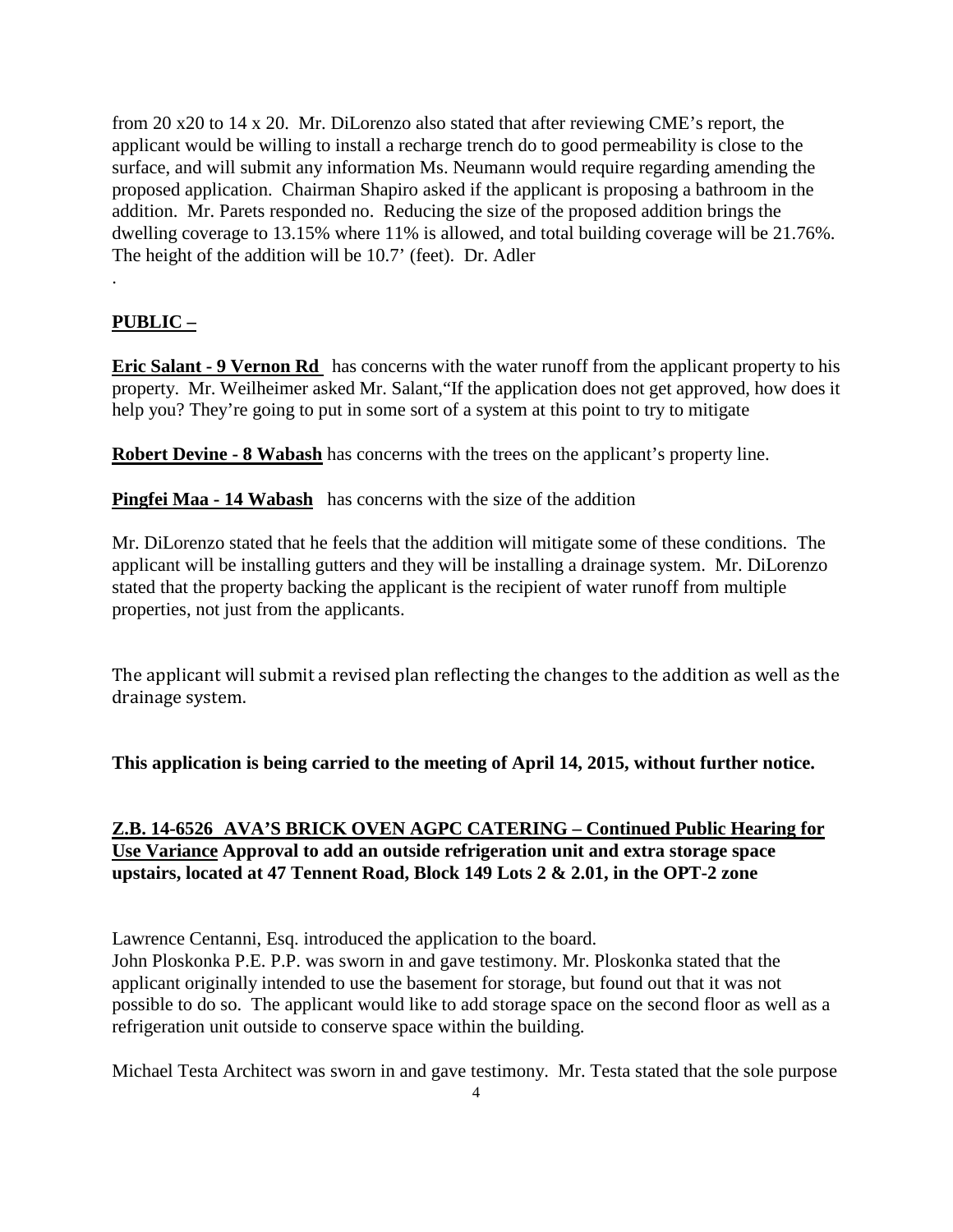from 20 x20 to 14 x 20. Mr. DiLorenzo also stated that after reviewing CME's report, the applicant would be willing to install a recharge trench do to good permeability is close to the surface, and will submit any information Ms. Neumann would require regarding amending the proposed application. Chairman Shapiro asked if the applicant is proposing a bathroom in the addition. Mr. Parets responded no. Reducing the size of the proposed addition brings the dwelling coverage to 13.15% where 11% is allowed, and total building coverage will be 21.76%. The height of the addition will be 10.7' (feet). Dr. Adler

.

**PUBLIC –**

**Eric Salant - 9 Vernon Rd** has concerns with the water runoff from the applicant property to his property. Mr. Weilheimer asked Mr. Salant,"If the application does not get approved, how does it help you? They're going to put in some sort of a system at this point to try to mitigate

**Robert Devine - 8 Wabash** has concerns with the trees on the applicant's property line.

**Pingfei Maa - 14 Wabash** has concerns with the size of the addition

Mr. DiLorenzo stated that he feels that the addition will mitigate some of these conditions. The applicant will be installing gutters and they will be installing a drainage system. Mr. DiLorenzo stated that the property backing the applicant is the recipient of water runoff from multiple properties, not just from the applicants.

The applicant will submit a revised plan reflecting the changes to the addition as well as the drainage system.

**This application is being carried to the meeting of April 14, 2015, without further notice.**

**Z.B. 14-6526 AVA'S BRICK OVEN AGPC CATERING – Continued Public Hearing for Use Variance Approval to add an outside refrigeration unit and extra storage space upstairs, located at 47 Tennent Road, Block 149 Lots 2 & 2.01, in the OPT-2 zone**

Lawrence Centanni, Esq. introduced the application to the board.
John Ploskonka P.E. P.P. was sworn in and gave testimony. Mr. Ploskonka stated that the applicant originally intended to use the basement for storage, but found out that it was not possible to do so. The applicant would like to add storage space on the second floor as well as a refrigeration unit outside to conserve space within the building.

Michael Testa Architect was sworn in and gave testimony. Mr. Testa stated that the sole purpose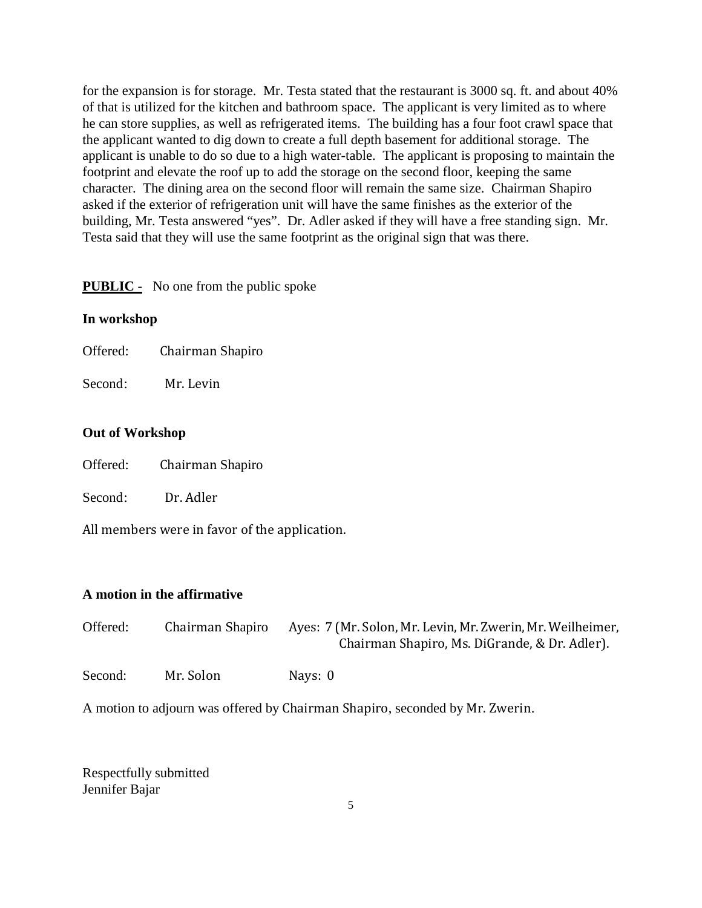for the expansion is for storage. Mr. Testa stated that the restaurant is 3000 sq. ft. and about 40% of that is utilized for the kitchen and bathroom space. The applicant is very limited as to where he can store supplies, as well as refrigerated items. The building has a four foot crawl space that the applicant wanted to dig down to create a full depth basement for additional storage. The applicant is unable to do so due to a high water-table. The applicant is proposing to maintain the footprint and elevate the roof up to add the storage on the second floor, keeping the same character. The dining area on the second floor will remain the same size. Chairman Shapiro asked if the exterior of refrigeration unit will have the same finishes as the exterior of the building, Mr. Testa answered "yes". Dr. Adler asked if they will have a free standing sign. Mr. Testa said that they will use the same footprint as the original sign that was there.

**PUBLIC -** No one from the public spoke

**In workshop**

Offered: Chairman Shapiro

Second: Mr. Levin

**Out of Workshop**

Offered: Chairman Shapiro

Second: Dr. Adler

All members were in favor of the application.

**A motion in the affirmative**

Offered: Chairman Shapiro — Ayes: 7 (Mr. Solon, Mr. Levin, Mr. Zwerin, Mr. Weilheimer, Chairman Shapiro, Ms. DiGrande, & Dr. Adler).

Second: Mr. Solon — Nays: 0

A motion to adjourn was offered by Chairman Shapiro, seconded by Mr. Zwerin.

Respectfully submitted
Jennifer Bajar